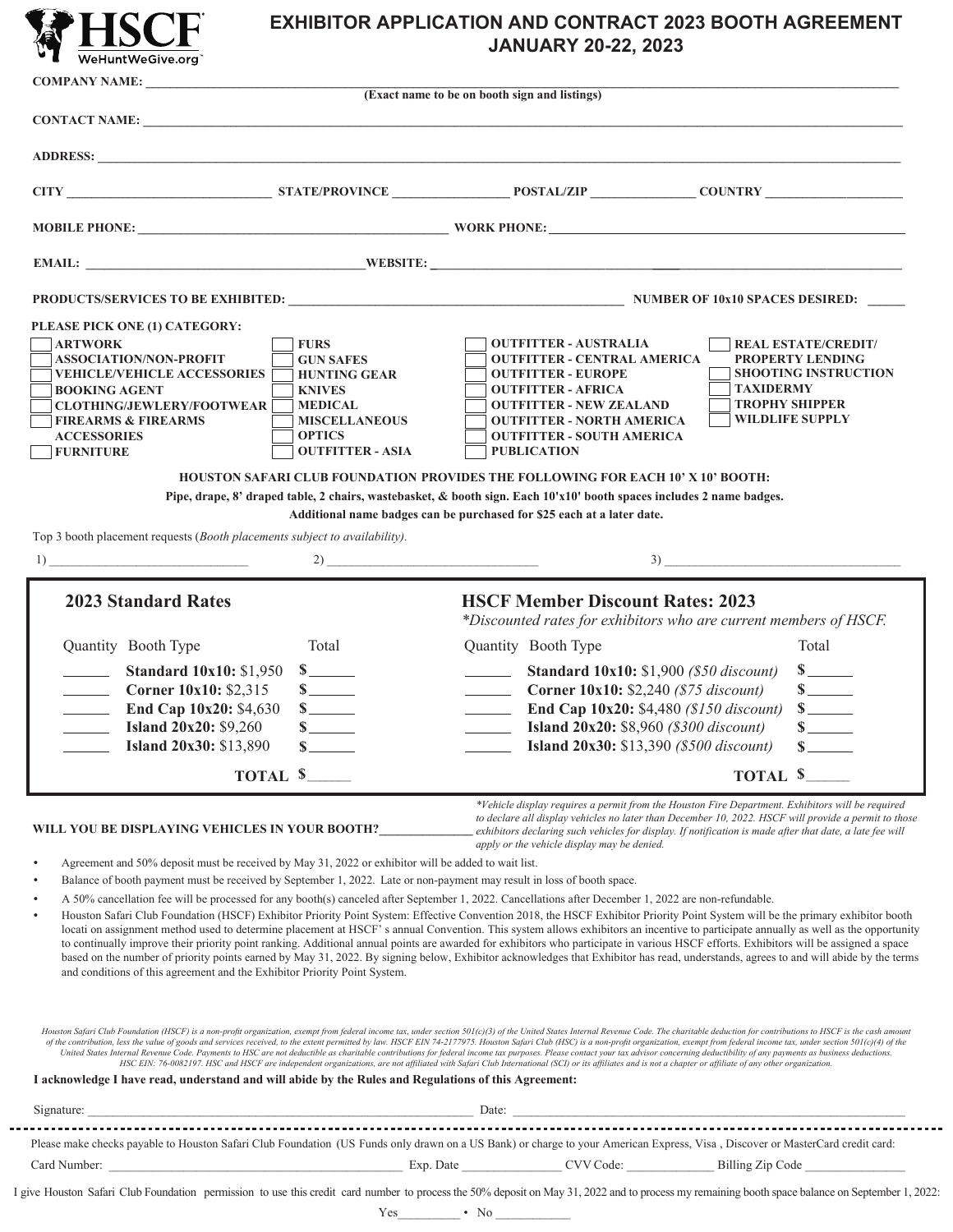# EXHIBITOR APPLICATION AND CONTRACT 2023 BOOTH AGREEMENT
## JANUARY 20-22, 2023

**COMPANY NAME:** ______________________________
(Exact name to be on booth sign and listings)

**CONTACT NAME:** ______________________________

**ADDRESS:** ______________________________

**CITY** ______ **STATE/PROVINCE** ______ **POSTAL/ZIP** ______ **COUNTRY** ______

**MOBILE PHONE:** ______ **WORK PHONE:** ______

**EMAIL:** ______ **WEBSITE:** ______

**PRODUCTS/SERVICES TO BE EXHIBITED:** ______ **NUMBER OF 10x10 SPACES DESIRED:** ______

**PLEASE PICK ONE (1) CATEGORY:**

- ☐ ARTWORK
- ☐ ASSOCIATION/NON-PROFIT
- ☐ VEHICLE/VEHICLE ACCESSORIES
- ☐ BOOKING AGENT
- ☐ CLOTHING/JEWLERY/FOOTWEAR
- ☐ FIREARMS & FIREARMS ACCESSORIES
- ☐ FURNITURE
- ☐ FURS
- ☐ GUN SAFES
- ☐ HUNTING GEAR
- ☐ KNIVES
- ☐ MEDICAL
- ☐ MISCELLANEOUS
- ☐ OPTICS
- ☐ OUTFITTER - ASIA
- ☐ OUTFITTER - AUSTRALIA
- ☐ OUTFITTER - CENTRAL AMERICA
- ☐ OUTFITTER - EUROPE
- ☐ OUTFITTER - AFRICA
- ☐ OUTFITTER - NEW ZEALAND
- ☐ OUTFITTER - NORTH AMERICA
- ☐ OUTFITTER - SOUTH AMERICA
- ☐ PUBLICATION
- ☐ REAL ESTATE/CREDIT/ PROPERTY LENDING
- ☐ SHOOTING INSTRUCTION
- ☐ TAXIDERMY
- ☐ TROPHY SHIPPER
- ☐ WILDLIFE SUPPLY

**HOUSTON SAFARI CLUB FOUNDATION PROVIDES THE FOLLOWING FOR EACH 10' X 10' BOOTH:**
**Pipe, drape, 8' draped table, 2 chairs, wastebasket, & booth sign. Each 10'x10' booth spaces includes 2 name badges.**
**Additional name badges can be purchased for $25 each at a later date.**

Top 3 booth placement requests (*Booth placements subject to availability).*

1) ______ 2) ______ 3) ______

## 2023 Standard Rates

| Quantity | Booth Type | Total |
|---|---|---|
| ______ | **Standard 10x10:** $1,950 | $______ |
| ______ | **Corner 10x10:** $2,315 | $______ |
| ______ | **End Cap 10x20:** $4,630 | $______ |
| ______ | **Island 20x20:** $9,260 | $______ |
| ______ | **Island 20x30:** $13,890 | $______ |
| | **TOTAL** | $______ |

## HSCF Member Discount Rates: 2023

*\*Discounted rates for exhibitors who are current members of HSCF.*

| Quantity | Booth Type | Total |
|---|---|---|
| ______ | **Standard 10x10:** $1,900 *($50 discount)* | $______ |
| ______ | **Corner 10x10:** $2,240 *($75 discount)* | $______ |
| ______ | **End Cap 10x20:** $4,480 *($150 discount)* | $______ |
| ______ | **Island 20x20:** $8,960 *($300 discount)* | $______ |
| ______ | **Island 20x30:** $13,390 *($500 discount)* | $______ |
| | **TOTAL** | $______ |

**WILL YOU BE DISPLAYING VEHICLES IN YOUR BOOTH?**______

*\*Vehicle display requires a permit from the Houston Fire Department. Exhibitors will be required to declare all display vehicles no later than December 10, 2022. HSCF will provide a permit to those exhibitors declaring such vehicles for display. If notification is made after that date, a late fee will apply or the vehicle display may be denied.*

- Agreement and 50% deposit must be received by May 31, 2022 or exhibitor will be added to wait list.
- Balance of booth payment must be received by September 1, 2022. Late or non-payment may result in loss of booth space.
- A 50% cancellation fee will be processed for any booth(s) canceled after September 1, 2022. Cancellations after December 1, 2022 are non-refundable.
- Houston Safari Club Foundation (HSCF) Exhibitor Priority Point System: Effective Convention 2018, the HSCF Exhibitor Priority Point System will be the primary exhibitor booth locati on assignment method used to determine placement at HSCF' s annual Convention. This system allows exhibitors an incentive to participate annually as well as the opportunity to continually improve their priority point ranking. Additional annual points are awarded for exhibitors who participate in various HSCF efforts. Exhibitors will be assigned a space based on the number of priority points earned by May 31, 2022. By signing below, Exhibitor acknowledges that Exhibitor has read, understands, agrees to and will abide by the terms and conditions of this agreement and the Exhibitor Priority Point System.

*Houston Safari Club Foundation (HSCF) is a non-profit organization, exempt from federal income tax, under section 501(c)(3) of the United States Internal Revenue Code. The charitable deduction for contributions to HSCF is the cash amount of the contribution, less the value of goods and services received, to the extent permitted by law. HSCF EIN 74-2177975. Houston Safari Club (HSC) is a non-profit organization, exempt from federal income tax, under section 501(c)(4) of the United States Internal Revenue Code. Payments to HSC are not deductible as charitable contributions for federal income tax purposes. Please contact your tax advisor concerning deductibility of any payments as business deductions. HSC EIN: 76-0082197. HSC and HSCF are independent organizations, are not affiliated with Safari Club International (SCI) or its affiliates and is not a chapter or affiliate of any other organization.*

**I acknowledge I have read, understand and will abide by the Rules and Regulations of this Agreement:**

Signature: ______ Date: ______

Please make checks payable to Houston Safari Club Foundation (US Funds only drawn on a US Bank) or charge to your American Express, Visa , Discover or MasterCard credit card:

Card Number: ______ Exp. Date ______ CVV Code: ______ Billing Zip Code ______

I give Houston Safari Club Foundation permission to use this credit card number to process the 50% deposit on May 31, 2022 and to process my remaining booth space balance on September 1, 2022:

Yes______ • No ______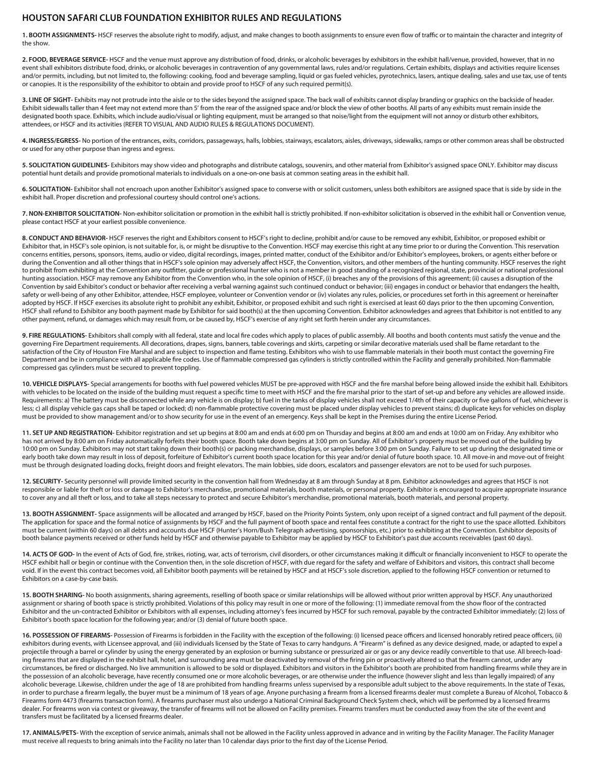# HOUSTON SAFARI CLUB FOUNDATION EXHIBITOR RULES AND REGULATIONS

**1. BOOTH ASSIGNMENTS-** HSCF reserves the absolute right to modify, adjust, and make changes to booth assignments to ensure even flow of traffic or to maintain the character and integrity of the show.

**2. FOOD, BEVERAGE SERVICE-** HSCF and the venue must approve any distribution of food, drinks, or alcoholic beverages by exhibitors in the exhibit hall/venue, provided, however, that in no event shall exhibitors distribute food, drinks, or alcoholic beverages in contravention of any governmental laws, rules and/or regulations. Certain exhibits, displays and activities require licenses and/or permits, including, but not limited to, the following: cooking, food and beverage sampling, liquid or gas fueled vehicles, pyrotechnics, lasers, antique dealing, sales and use tax, use of tents or canopies. It is the responsibility of the exhibitor to obtain and provide proof to HSCF of any such required permit(s).

**3. LINE OF SIGHT-** Exhibits may not protrude into the aisle or to the sides beyond the assigned space. The back wall of exhibits cannot display branding or graphics on the backside of header. Exhibit sidewalls taller than 4 feet may not extend more than 5' from the rear of the assigned space and/or block the view of other booths. All parts of any exhibits must remain inside the designated booth space. Exhibits, which include audio/visual or lighting equipment, must be arranged so that noise/light from the equipment will not annoy or disturb other exhibitors, attendees, or HSCF and its activities (REFER TO VISUAL AND AUDIO RULES & REGULATIONS DOCUMENT).

**4. INGRESS/EGRESS-** No portion of the entrances, exits, corridors, passageways, halls, lobbies, stairways, escalators, aisles, driveways, sidewalks, ramps or other common areas shall be obstructed or used for any other purpose than ingress and egress.

**5. SOLICITATION GUIDELINES-** Exhibitors may show video and photographs and distribute catalogs, souvenirs, and other material from Exhibitor's assigned space ONLY. Exhibitor may discuss potential hunt details and provide promotional materials to individuals on a one-on-one basis at common seating areas in the exhibit hall.

**6. SOLICITATION-** Exhibitor shall not encroach upon another Exhibitor's assigned space to converse with or solicit customers, unless both exhibitors are assigned space that is side by side in the exhibit hall. Proper discretion and professional courtesy should control one's actions.

**7. NON-EXHIBITOR SOLICITATION-** Non-exhibitor solicitation or promotion in the exhibit hall is strictly prohibited. If non-exhibitor solicitation is observed in the exhibit hall or Convention venue, please contact HSCF at your earliest possible convenience.

**8. CONDUCT AND BEHAVIOR-** HSCF reserves the right and Exhibitors consent to HSCF's right to decline, prohibit and/or cause to be removed any exhibit, Exhibitor, or proposed exhibit or Exhibitor that, in HSCF's sole opinion, is not suitable for, is, or might be disruptive to the Convention. HSCF may exercise this right at any time prior to or during the Convention. This reservation concerns entities, persons, sponsors, items, audio or video, digital recordings, images, printed matter, conduct of the Exhibitor and/or Exhibitor's employees, brokers, or agents either before or during the Convention and all other things that in HSCF's sole opinion may adversely affect HSCF, the Convention, visitors, and other members of the hunting community. HSCF reserves the right to prohibit from exhibiting at the Convention any outfitter, guide or professional hunter who is not a member in good standing of a recognized regional, state, provincial or national professional hunting association. HSCF may remove any Exhibitor from the Convention who, in the sole opinion of HSCF, (i) breaches any of the provisions of this agreement; (ii) causes a disruption of the Convention by said Exhibitor's conduct or behavior after receiving a verbal warning against such continued conduct or behavior; (iii) engages in conduct or behavior that endangers the health, safety or well-being of any other Exhibitor, attendee, HSCF employee, volunteer or Convention vendor or (iv) violates any rules, policies, or procedures set forth in this agreement or hereinafter adopted by HSCF. If HSCF exercises its absolute right to prohibit any exhibit, Exhibitor, or proposed exhibit and such right is exercised at least 60 days prior to the then upcoming Convention, HSCF shall refund to Exhibitor any booth payment made by Exhibitor for said booth(s) at the then upcoming Convention. Exhibitor acknowledges and agrees that Exhibitor is not entitled to any other payment, refund, or damages which may result from, or be caused by, HSCF's exercise of any right set forth herein under any circumstances.

**9. FIRE REGULATIONS-** Exhibitors shall comply with all federal, state and local fire codes which apply to places of public assembly. All booths and booth contents must satisfy the venue and the governing Fire Department requirements. All decorations, drapes, signs, banners, table coverings and skirts, carpeting or similar decorative materials used shall be flame retardant to the satisfaction of the City of Houston Fire Marshal and are subject to inspection and flame testing. Exhibitors who wish to use flammable materials in their booth must contact the governing Fire Department and be in compliance with all applicable fire codes. Use of flammable compressed gas cylinders is strictly controlled within the Facility and generally prohibited. Non-flammable compressed gas cylinders must be secured to prevent toppling.

**10. VEHICLE DISPLAYS-** Special arrangements for booths with fuel powered vehicles MUST be pre-approved with HSCF and the fire marshal before being allowed inside the exhibit hall. Exhibitors with vehicles to be located on the inside of the building must request a specific time to meet with HSCF and the fire marshal prior to the start of set-up and before any vehicles are allowed inside. Requirements: a) The battery must be disconnected while any vehicle is on display; b) fuel in the tanks of display vehicles shall not exceed 1/4th of their capacity or five gallons of fuel, whichever is less; c) all display vehicle gas caps shall be taped or locked; d) non-flammable protective covering must be placed under display vehicles to prevent stains; d) duplicate keys for vehicles on display must be provided to show management and/or to show security for use in the event of an emergency. Keys shall be kept in the Premises during the entire License Period.

**11. SET UP AND REGISTRATION-** Exhibitor registration and set up begins at 8:00 am and ends at 6:00 pm on Thursday and begins at 8:00 am and ends at 10:00 am on Friday. Any exhibitor who has not arrived by 8:00 am on Friday automatically forfeits their booth space. Booth take down begins at 3:00 pm on Sunday. All of Exhibitor's property must be moved out of the building by 10:00 pm on Sunday. Exhibitors may not start taking down their booth(s) or packing merchandise, displays, or samples before 3:00 pm on Sunday. Failure to set up during the designated time or early booth take down may result in loss of deposit, forfeiture of Exhibitor's current booth space location for this year and/or denial of future booth space. 10. All move-in and move-out of freight must be through designated loading docks, freight doors and freight elevators. The main lobbies, side doors, escalators and passenger elevators are not to be used for such purposes.

**12. SECURITY-** Security personnel will provide limited security in the convention hall from Wednesday at 8 am through Sunday at 8 pm. Exhibitor acknowledges and agrees that HSCF is not responsible or liable for theft or loss or damage to Exhibitor's merchandise, promotional materials, booth materials, or personal property. Exhibitor is encouraged to acquire appropriate insurance to cover any and all theft or loss, and to take all steps necessary to protect and secure Exhibitor's merchandise, promotional materials, booth materials, and personal property.

**13. BOOTH ASSIGNMENT-** Space assignments will be allocated and arranged by HSCF, based on the Priority Points System, only upon receipt of a signed contract and full payment of the deposit. The application for space and the formal notice of assignments by HSCF and the full payment of booth space and rental fees constitute a contract for the right to use the space allotted. Exhibitors must be current (within 60 days) on all debts and accounts due HSCF (Hunter's Horn/Bush Telegraph advertising, sponsorships, etc.) prior to exhibiting at the Convention. Exhibitor deposits of booth balance payments received or other funds held by HSCF and otherwise payable to Exhibitor may be applied by HSCF to Exhibitor's past due accounts receivables (past 60 days).

**14. ACTS OF GOD-** In the event of Acts of God, fire, strikes, rioting, war, acts of terrorism, civil disorders, or other circumstances making it difficult or financially inconvenient to HSCF to operate the HSCF exhibit hall or begin or continue with the Convention then, in the sole discretion of HSCF, with due regard for the safety and welfare of Exhibitors and visitors, this contract shall become void. If in the event this contract becomes void, all Exhibitor booth payments will be retained by HSCF and at HSCF's sole discretion, applied to the following HSCF convention or returned to Exhibitors on a case-by-case basis.

**15. BOOTH SHARING-** No booth assignments, sharing agreements, reselling of booth space or similar relationships will be allowed without prior written approval by HSCF. Any unauthorized assignment or sharing of booth space is strictly prohibited. Violations of this policy may result in one or more of the following: (1) immediate removal from the show floor of the contracted Exhibitor and the un-contracted Exhibitor or Exhibitors with all expenses, including attorney's fees incurred by HSCF for such removal, payable by the contracted Exhibitor immediately; (2) loss of Exhibitor's booth space location for the following year; and/or (3) denial of future booth space.

**16. POSSESSION OF FIREARMS-** Possession of Firearms is forbidden in the Facility with the exception of the following: (i) licensed peace officers and licensed honorably retired peace officers, (ii) exhibitors during events, with Licensee approval, and (iii) individuals licensed by the State of Texas to carry handguns. A "Firearm" is defined as any device designed, made, or adapted to expel a projectile through a barrel or cylinder by using the energy generated by an explosion or burning substance or pressurized air or gas or any device readily convertible to that use. All breech-loading firearms that are displayed in the exhibit hall, hotel, and surrounding area must be deactivated by removal of the firing pin or proactively altered so that the firearm cannot, under any circumstances, be fired or discharged. No live ammunition is allowed to be sold or displayed. Exhibitors and visitors in the Exhibitor's booth are prohibited from handling firearms while they are in the possession of an alcoholic beverage, have recently consumed one or more alcoholic beverages, or are otherwise under the influence (however slight and less than legally impaired) of any alcoholic beverage. Likewise, children under the age of 18 are prohibited from handling firearms unless supervised by a responsible adult subject to the above requirements. In the state of Texas, in order to purchase a firearm legally, the buyer must be a minimum of 18 years of age. Anyone purchasing a firearm from a licensed firearms dealer must complete a Bureau of Alcohol, Tobacco & Firearms form 4473 (firearms transaction form). A firearms purchaser must also undergo a National Criminal Background Check System check, which will be performed by a licensed firearms dealer. For firearms won via contest or giveaway, the transfer of firearms will not be allowed on Facility premises. Firearms transfers must be conducted away from the site of the event and transfers must be facilitated by a licensed firearms dealer.

**17. ANIMALS/PETS-** With the exception of service animals, animals shall not be allowed in the Facility unless approved in advance and in writing by the Facility Manager. The Facility Manager must receive all requests to bring animals into the Facility no later than 10 calendar days prior to the first day of the License Period.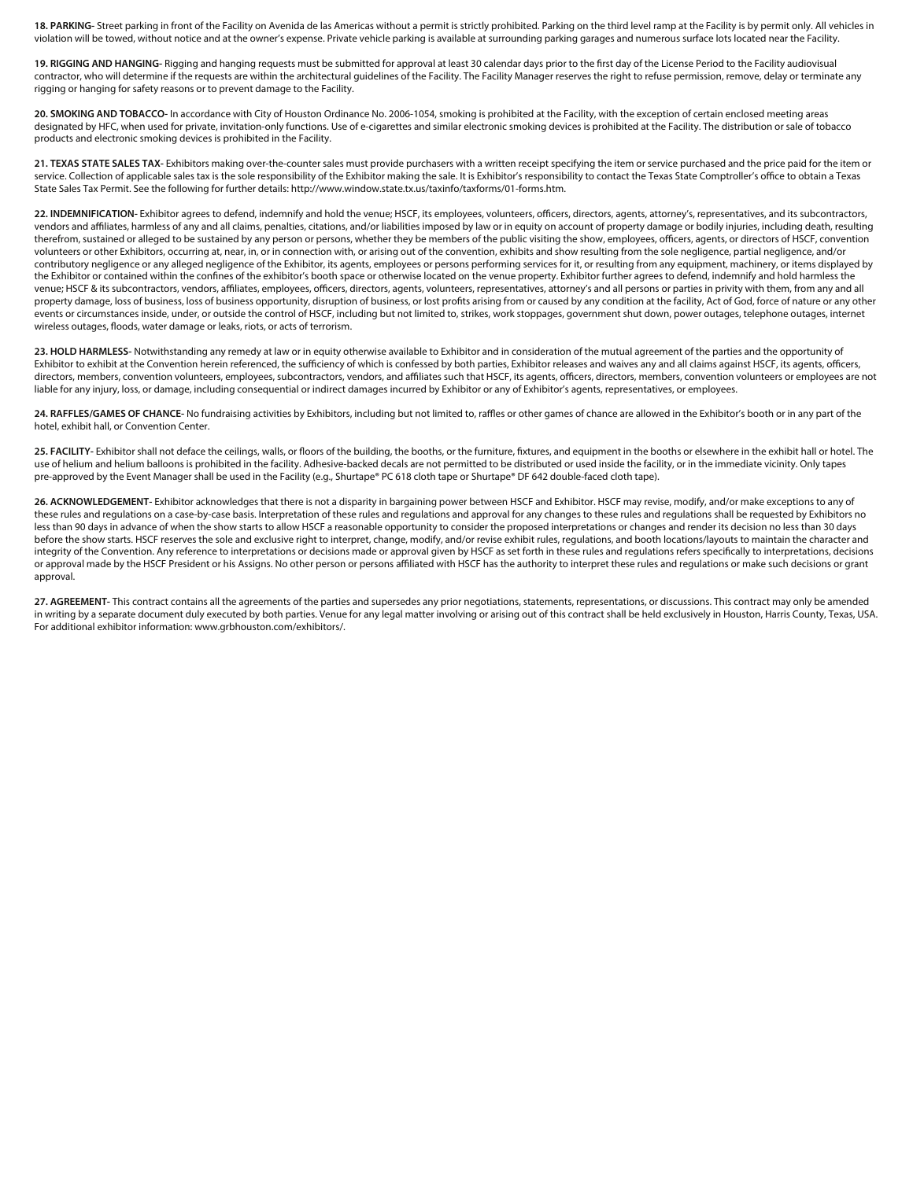**18. PARKING-** Street parking in front of the Facility on Avenida de las Americas without a permit is strictly prohibited. Parking on the third level ramp at the Facility is by permit only. All vehicles in violation will be towed, without notice and at the owner's expense. Private vehicle parking is available at surrounding parking garages and numerous surface lots located near the Facility.

**19. RIGGING AND HANGING-** Rigging and hanging requests must be submitted for approval at least 30 calendar days prior to the first day of the License Period to the Facility audiovisual contractor, who will determine if the requests are within the architectural guidelines of the Facility. The Facility Manager reserves the right to refuse permission, remove, delay or terminate any rigging or hanging for safety reasons or to prevent damage to the Facility.

**20. SMOKING AND TOBACCO-** In accordance with City of Houston Ordinance No. 2006-1054, smoking is prohibited at the Facility, with the exception of certain enclosed meeting areas designated by HFC, when used for private, invitation-only functions. Use of e-cigarettes and similar electronic smoking devices is prohibited at the Facility. The distribution or sale of tobacco products and electronic smoking devices is prohibited in the Facility.

**21. TEXAS STATE SALES TAX-** Exhibitors making over-the-counter sales must provide purchasers with a written receipt specifying the item or service purchased and the price paid for the item or service. Collection of applicable sales tax is the sole responsibility of the Exhibitor making the sale. It is Exhibitor's responsibility to contact the Texas State Comptroller's office to obtain a Texas State Sales Tax Permit. See the following for further details: http://www.window.state.tx.us/taxinfo/taxforms/01-forms.htm.

**22. INDEMNIFICATION-** Exhibitor agrees to defend, indemnify and hold the venue; HSCF, its employees, volunteers, officers, directors, agents, attorney's, representatives, and its subcontractors, vendors and affiliates, harmless of any and all claims, penalties, citations, and/or liabilities imposed by law or in equity on account of property damage or bodily injuries, including death, resulting therefrom, sustained or alleged to be sustained by any person or persons, whether they be members of the public visiting the show, employees, officers, agents, or directors of HSCF, convention volunteers or other Exhibitors, occurring at, near, in, or in connection with, or arising out of the convention, exhibits and show resulting from the sole negligence, partial negligence, and/or contributory negligence or any alleged negligence of the Exhibitor, its agents, employees or persons performing services for it, or resulting from any equipment, machinery, or items displayed by the Exhibitor or contained within the confines of the exhibitor's booth space or otherwise located on the venue property. Exhibitor further agrees to defend, indemnify and hold harmless the venue; HSCF & its subcontractors, vendors, affiliates, employees, officers, directors, agents, volunteers, representatives, attorney's and all persons or parties in privity with them, from any and all property damage, loss of business, loss of business opportunity, disruption of business, or lost profits arising from or caused by any condition at the facility, Act of God, force of nature or any other events or circumstances inside, under, or outside the control of HSCF, including but not limited to, strikes, work stoppages, government shut down, power outages, telephone outages, internet wireless outages, floods, water damage or leaks, riots, or acts of terrorism.

**23. HOLD HARMLESS-** Notwithstanding any remedy at law or in equity otherwise available to Exhibitor and in consideration of the mutual agreement of the parties and the opportunity of Exhibitor to exhibit at the Convention herein referenced, the sufficiency of which is confessed by both parties, Exhibitor releases and waives any and all claims against HSCF, its agents, officers, directors, members, convention volunteers, employees, subcontractors, vendors, and affiliates such that HSCF, its agents, officers, directors, members, convention volunteers or employees are not liable for any injury, loss, or damage, including consequential or indirect damages incurred by Exhibitor or any of Exhibitor's agents, representatives, or employees.

**24. RAFFLES/GAMES OF CHANCE-** No fundraising activities by Exhibitors, including but not limited to, raffles or other games of chance are allowed in the Exhibitor's booth or in any part of the hotel, exhibit hall, or Convention Center.

**25. FACILITY-** Exhibitor shall not deface the ceilings, walls, or floors of the building, the booths, or the furniture, fixtures, and equipment in the booths or elsewhere in the exhibit hall or hotel. The use of helium and helium balloons is prohibited in the facility. Adhesive-backed decals are not permitted to be distributed or used inside the facility, or in the immediate vicinity. Only tapes pre-approved by the Event Manager shall be used in the Facility (e.g., Shurtape® PC 618 cloth tape or Shurtape® DF 642 double-faced cloth tape).

**26. ACKNOWLEDGEMENT-** Exhibitor acknowledges that there is not a disparity in bargaining power between HSCF and Exhibitor. HSCF may revise, modify, and/or make exceptions to any of these rules and regulations on a case-by-case basis. Interpretation of these rules and regulations and approval for any changes to these rules and regulations shall be requested by Exhibitors no less than 90 days in advance of when the show starts to allow HSCF a reasonable opportunity to consider the proposed interpretations or changes and render its decision no less than 30 days before the show starts. HSCF reserves the sole and exclusive right to interpret, change, modify, and/or revise exhibit rules, regulations, and booth locations/layouts to maintain the character and integrity of the Convention. Any reference to interpretations or decisions made or approval given by HSCF as set forth in these rules and regulations refers specifically to interpretations, decisions or approval made by the HSCF President or his Assigns. No other person or persons affiliated with HSCF has the authority to interpret these rules and regulations or make such decisions or grant approval.

**27. AGREEMENT-** This contract contains all the agreements of the parties and supersedes any prior negotiations, statements, representations, or discussions. This contract may only be amended in writing by a separate document duly executed by both parties. Venue for any legal matter involving or arising out of this contract shall be held exclusively in Houston, Harris County, Texas, USA. For additional exhibitor information: www.grbhouston.com/exhibitors/.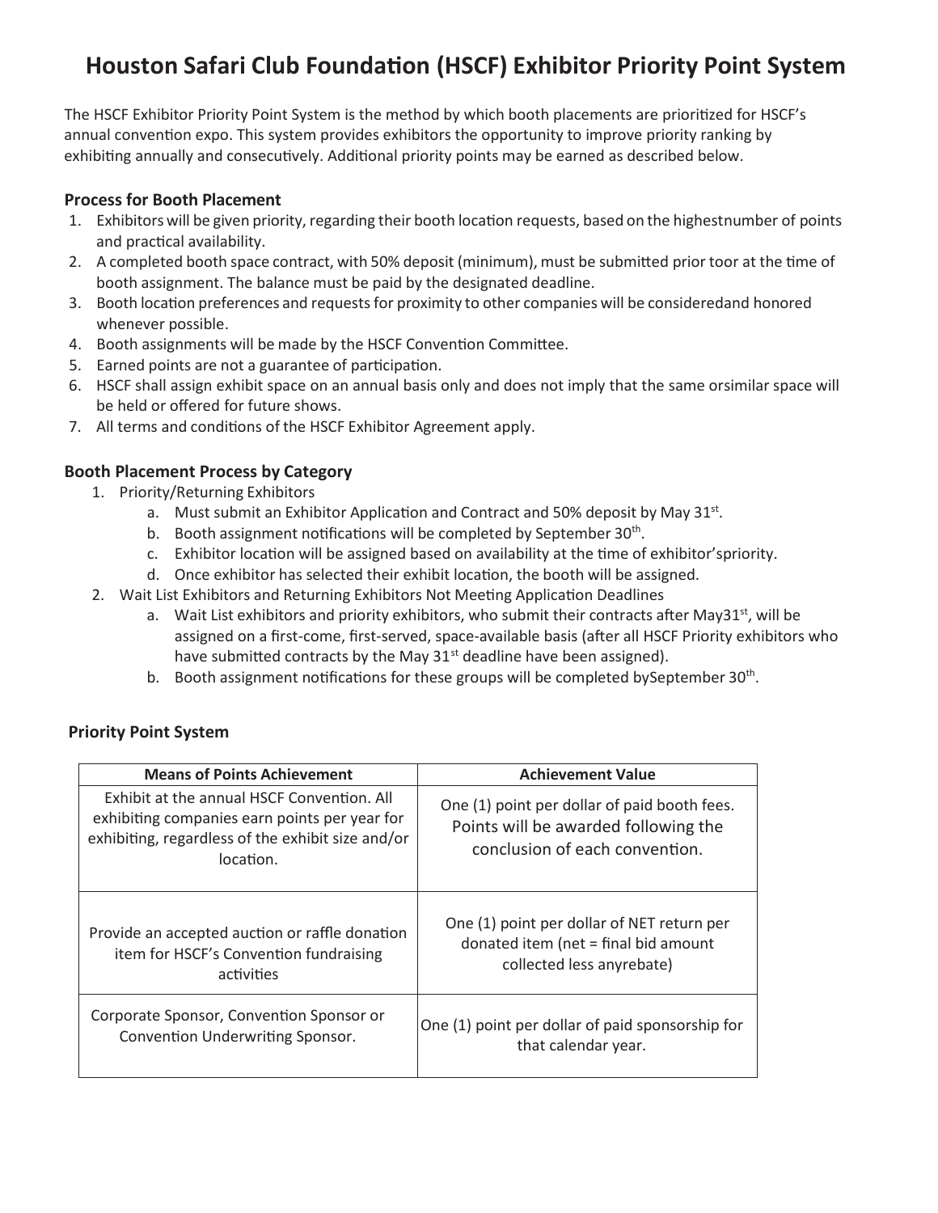# Houston Safari Club Foundation (HSCF) Exhibitor Priority Point System

The HSCF Exhibitor Priority Point System is the method by which booth placements are prioritized for HSCF's annual convention expo. This system provides exhibitors the opportunity to improve priority ranking by exhibiting annually and consecutively. Additional priority points may be earned as described below.

### Process for Booth Placement

1. Exhibitors will be given priority, regarding their booth location requests, based on the highestnumber of points and practical availability.
2. A completed booth space contract, with 50% deposit (minimum), must be submitted prior toor at the time of booth assignment. The balance must be paid by the designated deadline.
3. Booth location preferences and requests for proximity to other companies will be consideredand honored whenever possible.
4. Booth assignments will be made by the HSCF Convention Committee.
5. Earned points are not a guarantee of participation.
6. HSCF shall assign exhibit space on an annual basis only and does not imply that the same orsimilar space will be held or offered for future shows.
7. All terms and conditions of the HSCF Exhibitor Agreement apply.

### Booth Placement Process by Category

1. Priority/Returning Exhibitors
   a. Must submit an Exhibitor Application and Contract and 50% deposit by May 31st.
   b. Booth assignment notifications will be completed by September 30th.
   c. Exhibitor location will be assigned based on availability at the time of exhibitor'spriority.
   d. Once exhibitor has selected their exhibit location, the booth will be assigned.
2. Wait List Exhibitors and Returning Exhibitors Not Meeting Application Deadlines
   a. Wait List exhibitors and priority exhibitors, who submit their contracts after May31st, will be assigned on a first-come, first-served, space-available basis (after all HSCF Priority exhibitors who have submitted contracts by the May 31st deadline have been assigned).
   b. Booth assignment notifications for these groups will be completed bySeptember 30th.

### Priority Point System

| Means of Points Achievement | Achievement Value |
| --- | --- |
| Exhibit at the annual HSCF Convention. All exhibiting companies earn points per year for exhibiting, regardless of the exhibit size and/or location. | One (1) point per dollar of paid booth fees. Points will be awarded following the conclusion of each convention. |
| Provide an accepted auction or raffle donation item for HSCF's Convention fundraising activities | One (1) point per dollar of NET return per donated item (net = final bid amount collected less anyrebate) |
| Corporate Sponsor, Convention Sponsor or Convention Underwriting Sponsor. | One (1) point per dollar of paid sponsorship for that calendar year. |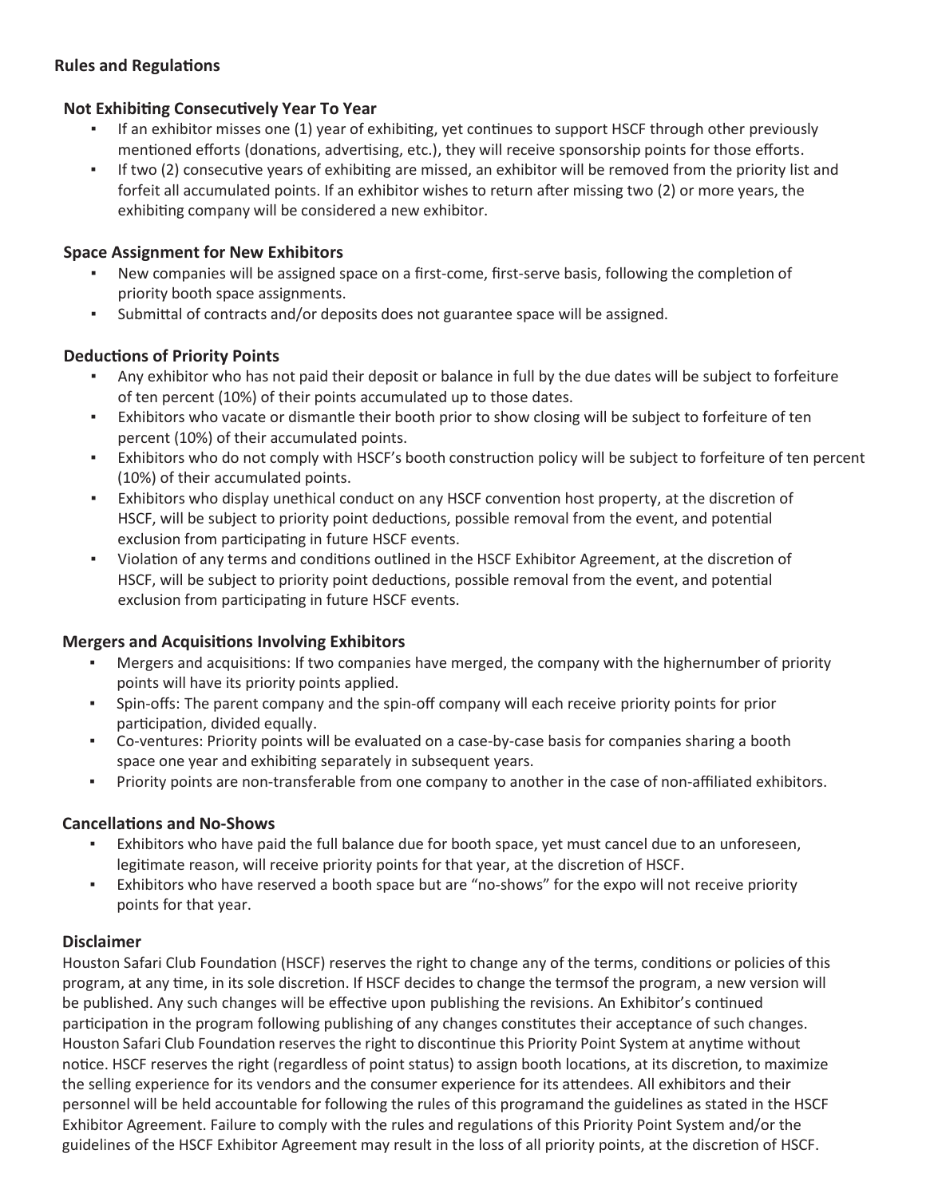## Rules and Regulations

### Not Exhibiting Consecutively Year To Year

- If an exhibitor misses one (1) year of exhibiting, yet continues to support HSCF through other previously mentioned efforts (donations, advertising, etc.), they will receive sponsorship points for those efforts.
- If two (2) consecutive years of exhibiting are missed, an exhibitor will be removed from the priority list and forfeit all accumulated points. If an exhibitor wishes to return after missing two (2) or more years, the exhibiting company will be considered a new exhibitor.

### Space Assignment for New Exhibitors

- New companies will be assigned space on a first-come, first-serve basis, following the completion of priority booth space assignments.
- Submittal of contracts and/or deposits does not guarantee space will be assigned.

### Deductions of Priority Points

- Any exhibitor who has not paid their deposit or balance in full by the due dates will be subject to forfeiture of ten percent (10%) of their points accumulated up to those dates.
- Exhibitors who vacate or dismantle their booth prior to show closing will be subject to forfeiture of ten percent (10%) of their accumulated points.
- Exhibitors who do not comply with HSCF's booth construction policy will be subject to forfeiture of ten percent (10%) of their accumulated points.
- Exhibitors who display unethical conduct on any HSCF convention host property, at the discretion of HSCF, will be subject to priority point deductions, possible removal from the event, and potential exclusion from participating in future HSCF events.
- Violation of any terms and conditions outlined in the HSCF Exhibitor Agreement, at the discretion of HSCF, will be subject to priority point deductions, possible removal from the event, and potential exclusion from participating in future HSCF events.

### Mergers and Acquisitions Involving Exhibitors

- Mergers and acquisitions: If two companies have merged, the company with the highernumber of priority points will have its priority points applied.
- Spin-offs: The parent company and the spin-off company will each receive priority points for prior participation, divided equally.
- Co-ventures: Priority points will be evaluated on a case-by-case basis for companies sharing a booth space one year and exhibiting separately in subsequent years.
- Priority points are non-transferable from one company to another in the case of non-affiliated exhibitors.

### Cancellations and No-Shows

- Exhibitors who have paid the full balance due for booth space, yet must cancel due to an unforeseen, legitimate reason, will receive priority points for that year, at the discretion of HSCF.
- Exhibitors who have reserved a booth space but are "no-shows" for the expo will not receive priority points for that year.

### Disclaimer

Houston Safari Club Foundation (HSCF) reserves the right to change any of the terms, conditions or policies of this program, at any time, in its sole discretion. If HSCF decides to change the termsof the program, a new version will be published. Any such changes will be effective upon publishing the revisions. An Exhibitor's continued participation in the program following publishing of any changes constitutes their acceptance of such changes. Houston Safari Club Foundation reserves the right to discontinue this Priority Point System at anytime without notice. HSCF reserves the right (regardless of point status) to assign booth locations, at its discretion, to maximize the selling experience for its vendors and the consumer experience for its attendees. All exhibitors and their personnel will be held accountable for following the rules of this programand the guidelines as stated in the HSCF Exhibitor Agreement. Failure to comply with the rules and regulations of this Priority Point System and/or the guidelines of the HSCF Exhibitor Agreement may result in the loss of all priority points, at the discretion of HSCF.